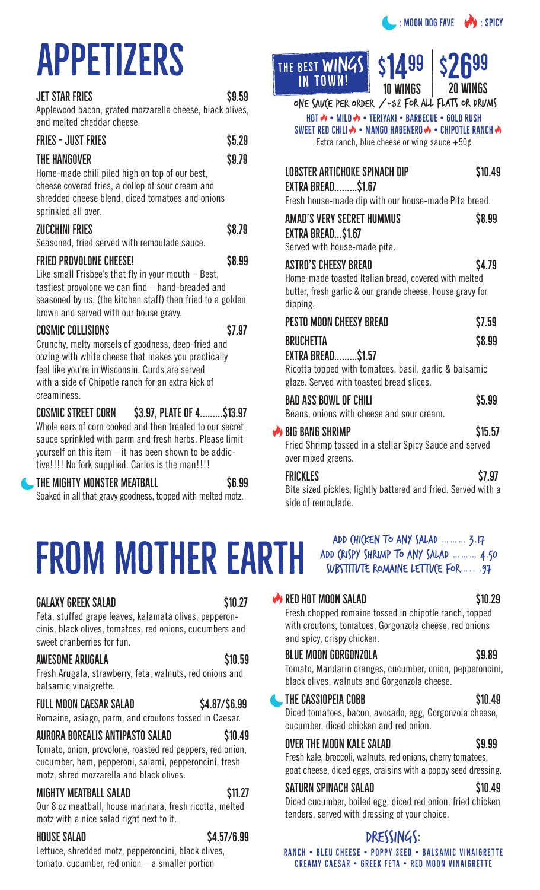🌙 : MOON DOG FAVE 🔥 : SPICY

# APPETIZERS

**JET STAR FRIES** $9.59
Applewood bacon, grated mozzarella cheese, black olives, and melted cheddar cheese.

**FRIES - JUST FRIES** $5.29

**THE HANGOVER** $9.79
Home-made chili piled high on top of our best, cheese covered fries, a dollop of sour cream and shredded cheese blend, diced tomatoes and onions sprinkled all over.

**ZUCCHINI FRIES** $8.79
Seasoned, fried served with remoulade sauce.

**FRIED PROVOLONE CHEESE!** $8.99
Like small Frisbee's that fly in your mouth – Best, tastiest provolone we can find – hand-breaded and seasoned by us, (the kitchen staff) then fried to a golden brown and served with our house gravy.

**COSMIC COLLISIONS** $7.97
Crunchy, melty morsels of goodness, deep-fried and oozing with white cheese that makes you practically feel like you're in Wisconsin. Curds are served with a side of Chipotle ranch for an extra kick of creaminess.

**COSMIC STREET CORN** $3.97, PLATE OF 4.........$13.97
Whole ears of corn cooked and then treated to our secret sauce sprinkled with parm and fresh herbs. Please limit yourself on this item – it has been shown to be addictive!!!! No fork supplied. Carlos is the man!!!!

🌙 **THE MIGHTY MONSTER MEATBALL** $6.99
Soaked in all that gravy goodness, topped with melted motz.

## THE BEST WINGS IN TOWN!

$14.99 – 10 WINGS | $26.99 – 20 WINGS

ONE SAUCE PER ORDER / +$2 FOR ALL FLATS OR DRUMS

HOT 🔥 • MILD 🔥 • TERIYAKI • BARBECUE • GOLD RUSH
SWEET RED CHILI 🔥 • MANGO HABENERO 🔥 • CHIPOTLE RANCH 🔥

Extra ranch, blue cheese or wing sauce +50¢

**LOBSTER ARTICHOKE SPINACH DIP** $10.49
**EXTRA BREAD.........$1.67**
Fresh house-made dip with our house-made Pita bread.

**AMAD'S VERY SECRET HUMMUS** $8.99
**EXTRA BREAD...$1.67**
Served with house-made pita.

**ASTRO'S CHEESY BREAD** $4.79
Home-made toasted Italian bread, covered with melted butter, fresh garlic & our grande cheese, house gravy for dipping.

**PESTO MOON CHEESY BREAD** $7.59

**BRUCHETTA** $8.99
**EXTRA BREAD.........$1.57**
Ricotta topped with tomatoes, basil, garlic & balsamic glaze. Served with toasted bread slices.

**BAD ASS BOWL OF CHILI** $5.99
Beans, onions with cheese and sour cream.

🔥 **BIG BANG SHRIMP** $15.57
Fried Shrimp tossed in a stellar Spicy Sauce and served over mixed greens.

**FRICKLES** $7.97
Bite sized pickles, lightly battered and fried. Served with a side of remoulade.

# FROM MOTHER EARTH

ADD CHICKEN TO ANY SALAD ......... 3.17
ADD CRISPY SHRIMP TO ANY SALAD ......... 4.50
SUBSTITUTE ROMAINE LETTUCE FOR...... .97

**GALAXY GREEK SALAD** $10.27
Feta, stuffed grape leaves, kalamata olives, pepperoncinis, black olives, tomatoes, red onions, cucumbers and sweet cranberries for fun.

**AWESOME ARUGALA** $10.59
Fresh Arugala, strawberry, feta, walnuts, red onions and balsamic vinaigrette.

**FULL MOON CAESAR SALAD** $4.87/$6.99
Romaine, asiago, parm, and croutons tossed in Caesar.

**AURORA BOREALIS ANTIPASTO SALAD** $10.49
Tomato, onion, provolone, roasted red peppers, red onion, cucumber, ham, pepperoni, salami, pepperoncini, fresh motz, shred mozzarella and black olives.

**MIGHTY MEATBALL SALAD** $11.27
Our 8 oz meatball, house marinara, fresh ricotta, melted motz with a nice salad right next to it.

**HOUSE SALAD** $4.57/6.99
Lettuce, shredded motz, pepperoncini, black olives, tomato, cucumber, red onion – a smaller portion

🔥 **RED HOT MOON SALAD** $10.29
Fresh chopped romaine tossed in chipotle ranch, topped with croutons, tomatoes, Gorgonzola cheese, red onions and spicy, crispy chicken.

**BLUE MOON GORGONZOLA** $9.89
Tomato, Mandarin oranges, cucumber, onion, pepperoncini, black olives, walnuts and Gorgonzola cheese.

🌙 **THE CASSIOPEIA COBB** $10.49
Diced tomatoes, bacon, avocado, egg, Gorgonzola cheese, cucumber, diced chicken and red onion.

**OVER THE MOON KALE SALAD** $9.99
Fresh kale, broccoli, walnuts, red onions, cherry tomatoes, goat cheese, diced eggs, craisins with a poppy seed dressing.

**SATURN SPINACH SALAD** $10.49
Diced cucumber, boiled egg, diced red onion, fried chicken tenders, served with dressing of your choice.

## DRESSINGS:

RANCH • BLEU CHEESE • POPPY SEED • BALSAMIC VINAIGRETTE
CREAMY CAESAR • GREEK FETA • RED MOON VINAIGRETTE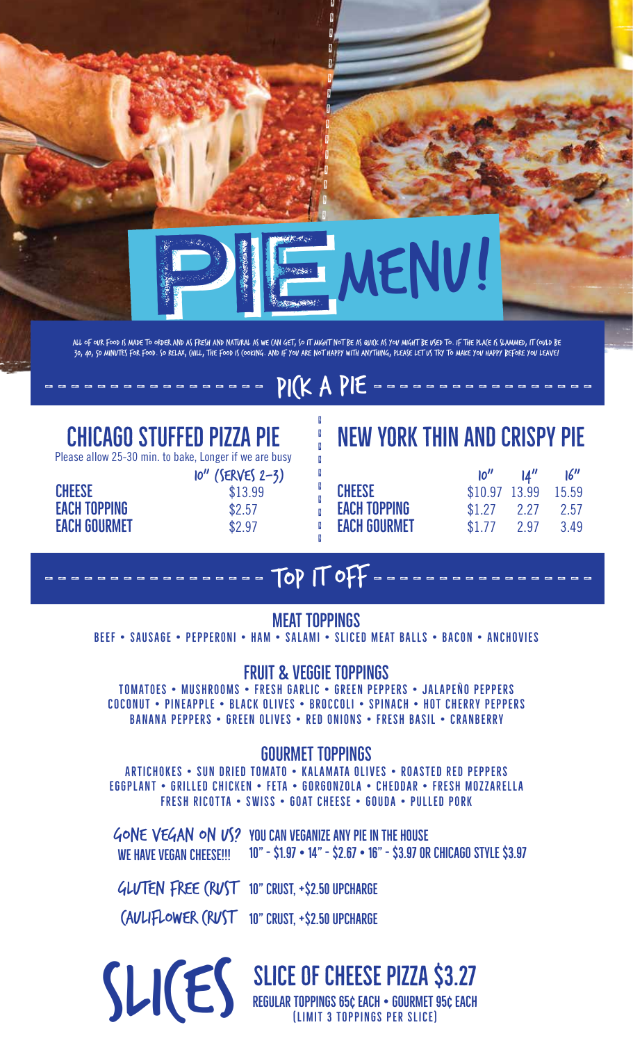# PIE MENU!

ALL OF OUR FOOD IS MADE TO ORDER AND AS FRESH AND NATURAL AS WE CAN GET, SO IT MIGHT NOT BE AS QUICK AS YOU MIGHT BE USED TO. IF THE PLACE IS SLAMMED, IT COULD BE 30, 40, 50 MINUTES FOR FOOD. SO RELAX, CHILL, THE FOOD IS COOKING. AND IF YOU ARE NOT HAPPY WITH ANYTHING, PLEASE LET US TRY TO MAKE YOU HAPPY BEFORE YOU LEAVE!

## PICK A PIE

### CHICAGO STUFFED PIZZA PIE

Please allow 25-30 min. to bake, Longer if we are busy

| | 10" (SERVES 2-3) |
|---|---|
| CHEESE | $13.99 |
| EACH TOPPING | $2.57 |
| EACH GOURMET | $2.97 |

### NEW YORK THIN AND CRISPY PIE

| | 10" | 14" | 16" |
|---|---|---|---|
| CHEESE | $10.97 | 13.99 | 15.59 |
| EACH TOPPING | $1.27 | 2.27 | 2.57 |
| EACH GOURMET | $1.77 | 2.97 | 3.49 |

## TOP IT OFF

### MEAT TOPPINGS

BEEF • SAUSAGE • PEPPERONI • HAM • SALAMI • SLICED MEAT BALLS • BACON • ANCHOVIES

### FRUIT & VEGGIE TOPPINGS

TOMATOES • MUSHROOMS • FRESH GARLIC • GREEN PEPPERS • JALAPEÑO PEPPERS
COCONUT • PINEAPPLE • BLACK OLIVES • BROCCOLI • SPINACH • HOT CHERRY PEPPERS
BANANA PEPPERS • GREEN OLIVES • RED ONIONS • FRESH BASIL • CRANBERRY

### GOURMET TOPPINGS

ARTICHOKES • SUN DRIED TOMATO • KALAMATA OLIVES • ROASTED RED PEPPERS
EGGPLANT • GRILLED CHICKEN • FETA • GORGONZOLA • CHEDDAR • FRESH MOZZARELLA
FRESH RICOTTA • SWISS • GOAT CHEESE • GOUDA • PULLED PORK

**GONE VEGAN ON US?** WE HAVE VEGAN CHEESE!!! — YOU CAN VEGANIZE ANY PIE IN THE HOUSE
10" - $1.97 • 14" - $2.67 • 16" - $3.97 OR CHICAGO STYLE $3.97

**GLUTEN FREE CRUST** — 10" CRUST, +$2.50 UPCHARGE

**CAULIFLOWER CRUST** — 10" CRUST, +$2.50 UPCHARGE

## SLICES

### SLICE OF CHEESE PIZZA $3.27

REGULAR TOPPINGS 65¢ EACH • GOURMET 95¢ EACH
(LIMIT 3 TOPPINGS PER SLICE)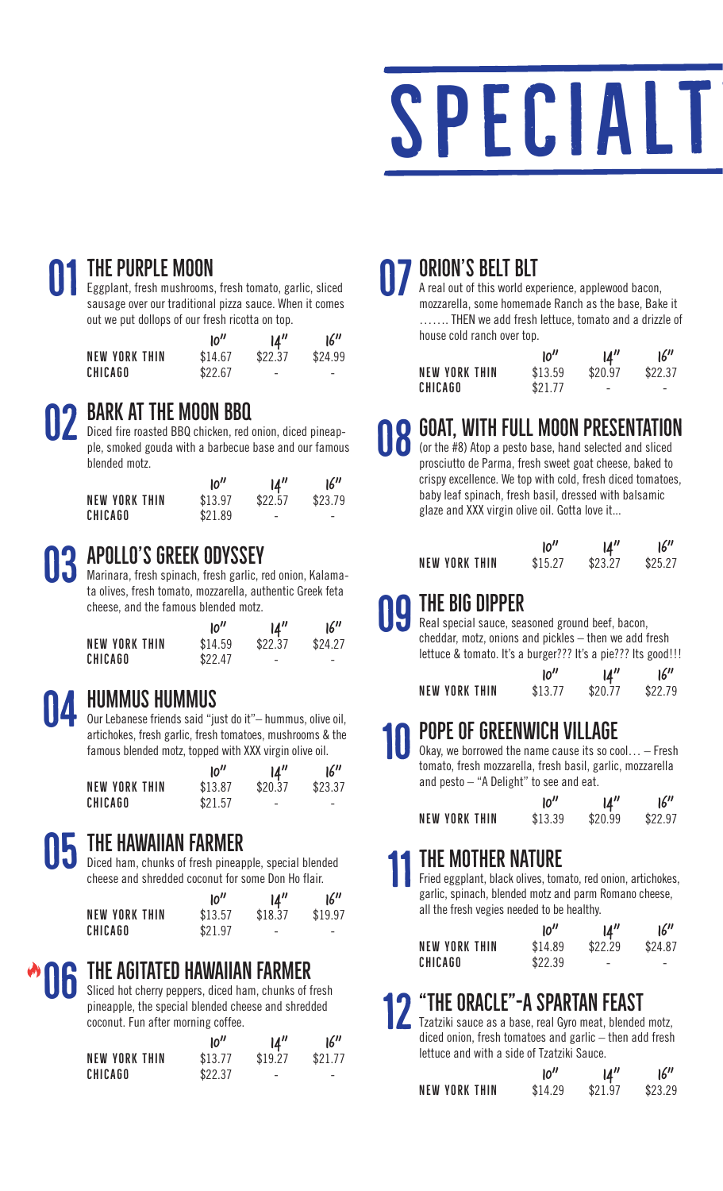# SPECIALT

## 01 THE PURPLE MOON

Eggplant, fresh mushrooms, fresh tomato, garlic, sliced sausage over our traditional pizza sauce. When it comes out we put dollops of our fresh ricotta on top.

| | 10" | 14" | 16" |
|---|---|---|---|
| NEW YORK THIN | $14.67 | $22.37 | $24.99 |
| CHICAGO | $22.67 | - | - |

## 02 BARK AT THE MOON BBQ

Diced fire roasted BBQ chicken, red onion, diced pineapple, smoked gouda with a barbecue base and our famous blended motz.

| | 10" | 14" | 16" |
|---|---|---|---|
| NEW YORK THIN | $13.97 | $22.57 | $23.79 |
| CHICAGO | $21.89 | - | - |

## 03 APOLLO'S GREEK ODYSSEY

Marinara, fresh spinach, fresh garlic, red onion, Kalamata olives, fresh tomato, mozzarella, authentic Greek feta cheese, and the famous blended motz.

| | 10" | 14" | 16" |
|---|---|---|---|
| NEW YORK THIN | $14.59 | $22.37 | $24.27 |
| CHICAGO | $22.47 | - | - |

## 04 HUMMUS HUMMUS

Our Lebanese friends said "just do it"– hummus, olive oil, artichokes, fresh garlic, fresh tomatoes, mushrooms & the famous blended motz, topped with XXX virgin olive oil.

| | 10" | 14" | 16" |
|---|---|---|---|
| NEW YORK THIN | $13.87 | $20.37 | $23.37 |
| CHICAGO | $21.57 | - | - |

## 05 THE HAWAIIAN FARMER

Diced ham, chunks of fresh pineapple, special blended cheese and shredded coconut for some Don Ho flair.

| | 10" | 14" | 16" |
|---|---|---|---|
| NEW YORK THIN | $13.57 | $18.37 | $19.97 |
| CHICAGO | $21.97 | - | - |

## 06 THE AGITATED HAWAIIAN FARMER

Sliced hot cherry peppers, diced ham, chunks of fresh pineapple, the special blended cheese and shredded coconut. Fun after morning coffee.

| | 10" | 14" | 16" |
|---|---|---|---|
| NEW YORK THIN | $13.77 | $19.27 | $21.77 |
| CHICAGO | $22.37 | - | - |

## 07 ORION'S BELT BLT

A real out of this world experience, applewood bacon, mozzarella, some homemade Ranch as the base, Bake it ……. THEN we add fresh lettuce, tomato and a drizzle of house cold ranch over top.

| | 10" | 14" | 16" |
|---|---|---|---|
| NEW YORK THIN | $13.59 | $20.97 | $22.37 |
| CHICAGO | $21.77 | - | - |

## 08 GOAT, WITH FULL MOON PRESENTATION

(or the #8) Atop a pesto base, hand selected and sliced prosciutto de Parma, fresh sweet goat cheese, baked to crispy excellence. We top with cold, fresh diced tomatoes, baby leaf spinach, fresh basil, dressed with balsamic glaze and XXX virgin olive oil. Gotta love it...

| | 10" | 14" | 16" |
|---|---|---|---|
| NEW YORK THIN | $15.27 | $23.27 | $25.27 |

## 09 THE BIG DIPPER

Real special sauce, seasoned ground beef, bacon, cheddar, motz, onions and pickles – then we add fresh lettuce & tomato. It's a burger??? It's a pie??? Its good!!!

| | 10" | 14" | 16" |
|---|---|---|---|
| NEW YORK THIN | $13.77 | $20.77 | $22.79 |

## 10 POPE OF GREENWICH VILLAGE

Okay, we borrowed the name cause its so cool… – Fresh tomato, fresh mozzarella, fresh basil, garlic, mozzarella and pesto – "A Delight" to see and eat.

| | 10" | 14" | 16" |
|---|---|---|---|
| NEW YORK THIN | $13.39 | $20.99 | $22.97 |

## 11 THE MOTHER NATURE

Fried eggplant, black olives, tomato, red onion, artichokes, garlic, spinach, blended motz and parm Romano cheese, all the fresh vegies needed to be healthy.

| | 10" | 14" | 16" |
|---|---|---|---|
| NEW YORK THIN | $14.89 | $22.29 | $24.87 |
| CHICAGO | $22.39 | - | - |

## 12 "THE ORACLE"-A SPARTAN FEAST

Tzatziki sauce as a base, real Gyro meat, blended motz, diced onion, fresh tomatoes and garlic – then add fresh lettuce and with a side of Tzatziki Sauce.

| | 10" | 14" | 16" |
|---|---|---|---|
| NEW YORK THIN | $14.29 | $21.97 | $23.29 |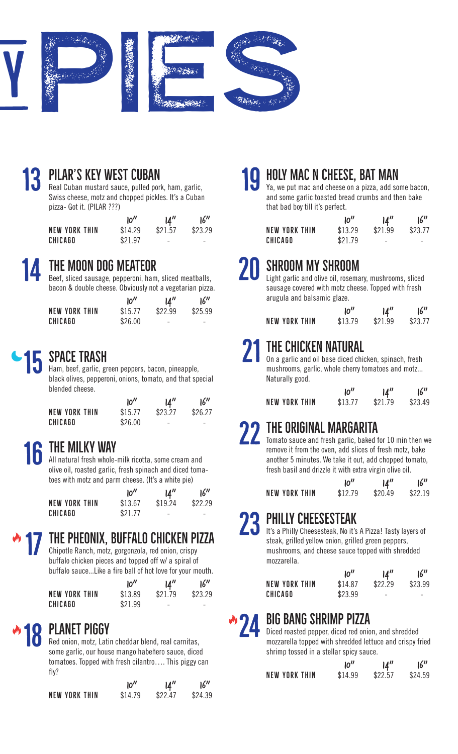# PIES

## 13 PILAR'S KEY WEST CUBAN

Real Cuban mustard sauce, pulled pork, ham, garlic, Swiss cheese, motz and chopped pickles. It's a Cuban pizza- Got it. (PILAR ???)

| | 10" | 14" | 16" |
|---|---|---|---|
| NEW YORK THIN | $14.29 | $21.57 | $23.29 |
| CHICAGO | $21.97 | - | - |

## 14 THE MOON DOG MEATEOR

Beef, sliced sausage, pepperoni, ham, sliced meatballs, bacon & double cheese. Obviously not a vegetarian pizza.

| | 10" | 14" | 16" |
|---|---|---|---|
| NEW YORK THIN | $15.77 | $22.99 | $25.99 |
| CHICAGO | $26.00 | - | - |

## 15 SPACE TRASH

Ham, beef, garlic, green peppers, bacon, pineapple, black olives, pepperoni, onions, tomato, and that special blended cheese.

| | 10" | 14" | 16" |
|---|---|---|---|
| NEW YORK THIN | $15.77 | $23.27 | $26.27 |
| CHICAGO | $26.00 | - | - |

## 16 THE MILKY WAY

All natural fresh whole-milk ricotta, some cream and olive oil, roasted garlic, fresh spinach and diced tomatoes with motz and parm cheese. (It's a white pie)

| | 10" | 14" | 16" |
|---|---|---|---|
| NEW YORK THIN | $13.67 | $19.24 | $22.29 |
| CHICAGO | $21.77 | - | - |

## 17 THE PHEONIX, BUFFALO CHICKEN PIZZA

Chipotle Ranch, motz, gorgonzola, red onion, crispy buffalo chicken pieces and topped off w/ a spiral of buffalo sauce...Like a fire ball of hot love for your mouth.

| | 10" | 14" | 16" |
|---|---|---|---|
| NEW YORK THIN | $13.89 | $21.79 | $23.29 |
| CHICAGO | $21.99 | - | - |

## 18 PLANET PIGGY

Red onion, motz, Latin cheddar blend, real carnitas, some garlic, our house mango habeñero sauce, diced tomatoes. Topped with fresh cilantro.... This piggy can fly?

| | 10" | 14" | 16" |
|---|---|---|---|
| NEW YORK THIN | $14.79 | $22.47 | $24.39 |

## 19 HOLY MAC N CHEESE, BAT MAN

Ya, we put mac and cheese on a pizza, add some bacon, and some garlic toasted bread crumbs and then bake that bad boy till it's perfect.

| | 10" | 14" | 16" |
|---|---|---|---|
| NEW YORK THIN | $13.29 | $21.99 | $23.77 |
| CHICAGO | $21.79 | - | - |

## 20 SHROOM MY SHROOM

Light garlic and olive oil, rosemary, mushrooms, sliced sausage covered with motz cheese. Topped with fresh arugula and balsamic glaze.

| | 10" | 14" | 16" |
|---|---|---|---|
| NEW YORK THIN | $13.79 | $21.99 | $23.77 |

## 21 THE CHICKEN NATURAL

On a garlic and oil base diced chicken, spinach, fresh mushrooms, garlic, whole cherry tomatoes and motz... Naturally good.

| | 10" | 14" | 16" |
|---|---|---|---|
| NEW YORK THIN | $13.77 | $21.79 | $23.49 |

## 22 THE ORIGINAL MARGARITA

Tomato sauce and fresh garlic, baked for 10 min then we remove it from the oven, add slices of fresh motz, bake another 5 minutes. We take it out, add chopped tomato, fresh basil and drizzle it with extra virgin olive oil.

| | 10" | 14" | 16" |
|---|---|---|---|
| NEW YORK THIN | $12.79 | $20.49 | $22.19 |

## 23 PHILLY CHEESESTEAK

It's a Philly Cheesesteak, No it's A Pizza! Tasty layers of steak, grilled yellow onion, grilled green peppers, mushrooms, and cheese sauce topped with shredded mozzarella.

| | 10" | 14" | 16" |
|---|---|---|---|
| NEW YORK THIN | $14.87 | $22.29 | $23.99 |
| CHICAGO | $23.99 | - | - |

## 24 BIG BANG SHRIMP PIZZA

Diced roasted pepper, diced red onion, and shredded mozzarella topped with shredded lettuce and crispy fried shrimp tossed in a stellar spicy sauce.

| | 10" | 14" | 16" |
|---|---|---|---|
| NEW YORK THIN | $14.99 | $22.57 | $24.59 |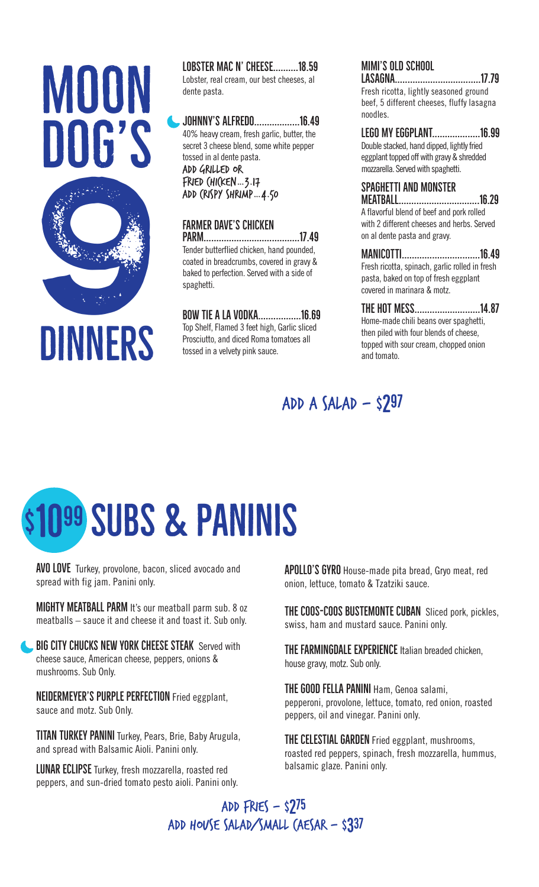# MOON DOG'S 9 DINNERS

**LOBSTER MAC N' CHEESE..........18.59**
Lobster, real cream, our best cheeses, al dente pasta.

**JOHNNY'S ALFREDO..................16.49**
40% heavy cream, fresh garlic, butter, the secret 3 cheese blend, some white pepper tossed in al dente pasta.
ADD GRILLED OR FRIED CHICKEN...3.17
ADD CRISPY SHRIMP...4.50

**FARMER DAVE'S CHICKEN PARM......................................17.49**
Tender butterflied chicken, hand pounded, coated in breadcrumbs, covered in gravy & baked to perfection. Served with a side of spaghetti.

**BOW TIE A LA VODKA.................16.69**
Top Shelf, Flamed 3 feet high, Garlic sliced Prosciutto, and diced Roma tomatoes all tossed in a velvety pink sauce.

**MIMI'S OLD SCHOOL LASAGNA..................................17.79**
Fresh ricotta, lightly seasoned ground beef, 5 different cheeses, fluffy lasagna noodles.

**LEGO MY EGGPLANT...................16.99**
Double stacked, hand dipped, lightly fried eggplant topped off with gravy & shredded mozzarella. Served with spaghetti.

**SPAGHETTI AND MONSTER MEATBALL................................16.29**
A flavorful blend of beef and pork rolled with 2 different cheeses and herbs. Served on al dente pasta and gravy.

**MANICOTTI...............................16.49**
Fresh ricotta, spinach, garlic rolled in fresh pasta, baked on top of fresh eggplant covered in marinara & motz.

**THE HOT MESS..........................14.87**
Home-made chili beans over spaghetti, then piled with four blends of cheese, topped with sour cream, chopped onion and tomato.

ADD A SALAD – \$2.97

# \$10.99 SUBS & PANINIS

**AVO LOVE** Turkey, provolone, bacon, sliced avocado and spread with fig jam. Panini only.

**MIGHTY MEATBALL PARM** It's our meatball parm sub. 8 oz meatballs – sauce it and cheese it and toast it. Sub only.

**BIG CITY CHUCKS NEW YORK CHEESE STEAK** Served with cheese sauce, American cheese, peppers, onions & mushrooms. Sub Only.

**NEIDERMEYER'S PURPLE PERFECTION** Fried eggplant, sauce and motz. Sub Only.

**TITAN TURKEY PANINI** Turkey, Pears, Brie, Baby Arugula, and spread with Balsamic Aioli. Panini only.

**LUNAR ECLIPSE** Turkey, fresh mozzarella, roasted red peppers, and sun-dried tomato pesto aioli. Panini only.

**APOLLO'S GYRO** House-made pita bread, Gryo meat, red onion, lettuce, tomato & Tzatziki sauce.

**THE COOS-COOS BUSTEMONTE CUBAN** Sliced pork, pickles, swiss, ham and mustard sauce. Panini only.

**THE FARMINGDALE EXPERIENCE** Italian breaded chicken, house gravy, motz. Sub only.

**THE GOOD FELLA PANINI** Ham, Genoa salami, pepperoni, provolone, lettuce, tomato, red onion, roasted peppers, oil and vinegar. Panini only.

**THE CELESTIAL GARDEN** Fried eggplant, mushrooms, roasted red peppers, spinach, fresh mozzarella, hummus, balsamic glaze. Panini only.

ADD FRIES – \$2.75
ADD HOUSE SALAD/SMALL CAESAR – \$3.37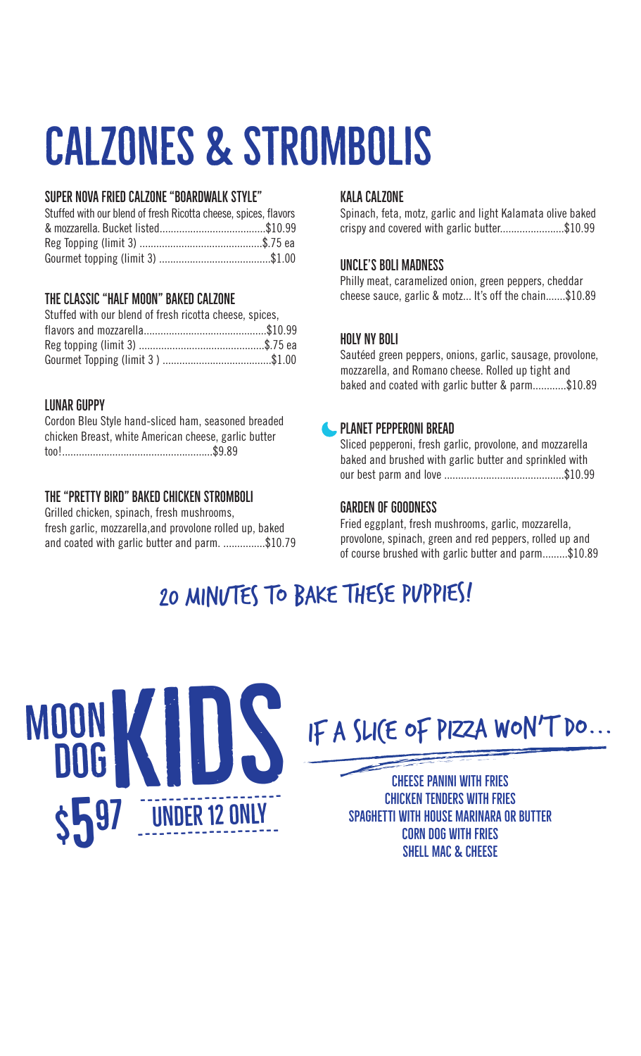# CALZONES & STROMBOLIS

### SUPER NOVA FRIED CALZONE "BOARDWALK STYLE"

Stuffed with our blend of fresh Ricotta cheese, spices, flavors & mozzarella. Bucket listed......................................$10.99
Reg Topping (limit 3) ............................................$.75 ea
Gourmet topping (limit 3) ........................................$1.00

### THE CLASSIC "HALF MOON" BAKED CALZONE

Stuffed with our blend of fresh ricotta cheese, spices, flavors and mozzarella............................................$10.99
Reg topping (limit 3) .............................................$.75 ea
Gourmet Topping (limit 3 ) .......................................$1.00

### LUNAR GUPPY

Cordon Bleu Style hand-sliced ham, seasoned breaded chicken Breast, white American cheese, garlic butter too!......................................................$9.89

### THE "PRETTY BIRD" BAKED CHICKEN STROMBOLI

Grilled chicken, spinach, fresh mushrooms, fresh garlic, mozzarella,and provolone rolled up, baked and coated with garlic butter and parm. ...............$10.79

### KALA CALZONE

Spinach, feta, motz, garlic and light Kalamata olive baked crispy and covered with garlic butter.......................$10.99

### UNCLE'S BOLI MADNESS

Philly meat, caramelized onion, green peppers, cheddar cheese sauce, garlic & motz... It's off the chain.......$10.89

### HOLY NY BOLI

Sautéed green peppers, onions, garlic, sausage, provolone, mozzarella, and Romano cheese. Rolled up tight and baked and coated with garlic butter & parm............$10.89

### PLANET PEPPERONI BREAD

Sliced pepperoni, fresh garlic, provolone, and mozzarella baked and brushed with garlic butter and sprinkled with our best parm and love ...........................................$10.99

### GARDEN OF GOODNESS

Fried eggplant, fresh mushrooms, garlic, mozzarella, provolone, spinach, green and red peppers, rolled up and of course brushed with garlic butter and parm.........$10.89

## 20 MINUTES TO BAKE THESE PUPPIES!

# MOON DOG KIDS

$5.97 UNDER 12 ONLY

## IF A SLICE OF PIZZA WON'T DO...

CHEESE PANINI WITH FRIES
CHICKEN TENDERS WITH FRIES
SPAGHETTI WITH HOUSE MARINARA OR BUTTER
CORN DOG WITH FRIES
SHELL MAC & CHEESE